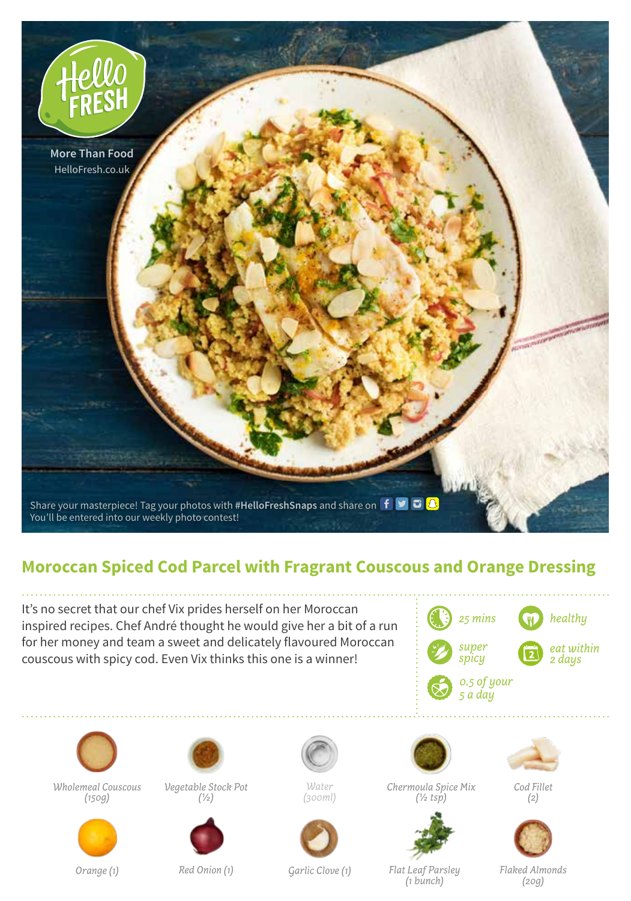More Than Food
HelloFresh.co.uk

Share your masterpiece! Tag your photos with **#HelloFreshSnaps** and share on
You'll be entered into our weekly photo contest!

# Moroccan Spiced Cod Parcel with Fragrant Couscous and Orange Dressing

It's no secret that our chef Vix prides herself on her Moroccan inspired recipes. Chef André thought he would give her a bit of a run for her money and team a sweet and delicately flavoured Moroccan couscous with spicy cod. Even Vix thinks this one is a winner!

*25 mins*

*healthy*

*super spicy*

*eat within 2 days*

*0.5 of your 5 a day*

*Wholemeal Couscous (150g)*

*Vegetable Stock Pot (½)*

*Water (300ml)*

*Chermoula Spice Mix (½ tsp)*

*Cod Fillet (2)*

*Orange (1)*

*Red Onion (1)*

*Garlic Clove (1)*

*Flat Leaf Parsley (1 bunch)*

*Flaked Almonds (20g)*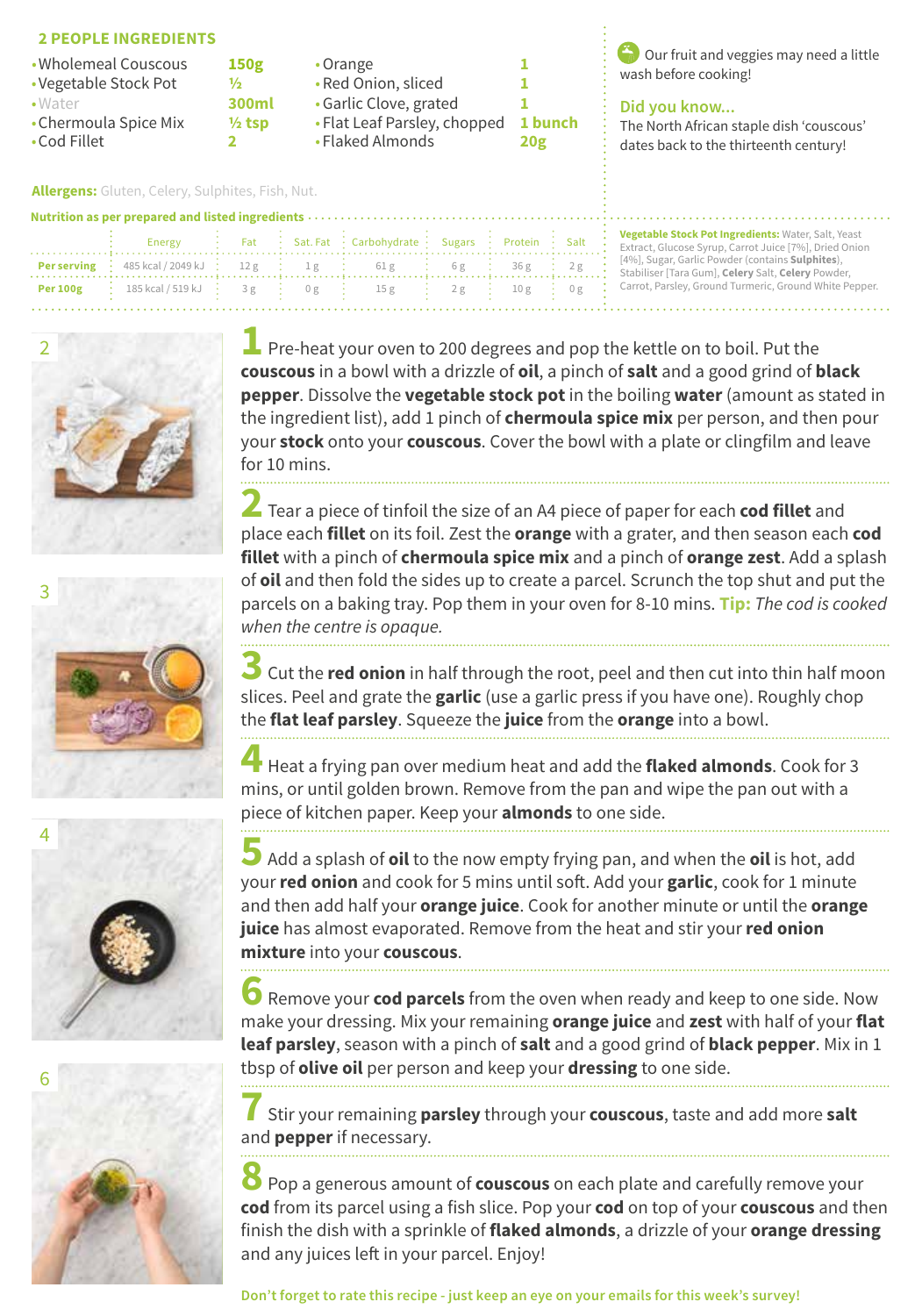## 2 PEOPLE INGREDIENTS

| | | | |
|---|---|---|---|
| • Wholemeal Couscous | 150g | • Orange | 1 |
| • Vegetable Stock Pot | ½ | • Red Onion, sliced | 1 |
| • Water | 300ml | • Garlic Clove, grated | 1 |
| • Chermoula Spice Mix | ½ tsp | • Flat Leaf Parsley, chopped | 1 bunch |
| • Cod Fillet | 2 | • Flaked Almonds | 20g |

Our fruit and veggies may need a little wash before cooking!

**Did you know...**
The North African staple dish 'couscous' dates back to the thirteenth century!

**Allergens:** Gluten, Celery, Sulphites, Fish, Nut.

**Nutrition as per prepared and listed ingredients**

| | Energy | Fat | Sat. Fat | Carbohydrate | Sugars | Protein | Salt |
|---|---|---|---|---|---|---|---|
| **Per serving** | 485 kcal / 2049 kJ | 12 g | 1 g | 61 g | 6 g | 36 g | 2 g |
| **Per 100g** | 185 kcal / 519 kJ | 3 g | 0 g | 15 g | 2 g | 10 g | 0 g |

**Vegetable Stock Pot Ingredients:** Water, Salt, Yeast Extract, Glucose Syrup, Carrot Juice [7%], Dried Onion [4%], Sugar, Garlic Powder (contains **Sulphites**), Stabiliser [Tara Gum], **Celery** Salt, **Celery** Powder, Carrot, Parsley, Ground Turmeric, Ground White Pepper.

**1** Pre-heat your oven to 200 degrees and pop the kettle on to boil. Put the **couscous** in a bowl with a drizzle of **oil**, a pinch of **salt** and a good grind of **black pepper**. Dissolve the **vegetable stock pot** in the boiling **water** (amount as stated in the ingredient list), add 1 pinch of **chermoula spice mix** per person, and then pour your **stock** onto your **couscous**. Cover the bowl with a plate or clingfilm and leave for 10 mins.

**2** Tear a piece of tinfoil the size of an A4 piece of paper for each **cod fillet** and place each **fillet** on its foil. Zest the **orange** with a grater, and then season each **cod fillet** with a pinch of **chermoula spice mix** and a pinch of **orange zest**. Add a splash of **oil** and then fold the sides up to create a parcel. Scrunch the top shut and put the parcels on a baking tray. Pop them in your oven for 8-10 mins. **Tip:** *The cod is cooked when the centre is opaque.*

**3** Cut the **red onion** in half through the root, peel and then cut into thin half moon slices. Peel and grate the **garlic** (use a garlic press if you have one). Roughly chop the **flat leaf parsley**. Squeeze the **juice** from the **orange** into a bowl.

**4** Heat a frying pan over medium heat and add the **flaked almonds**. Cook for 3 mins, or until golden brown. Remove from the pan and wipe the pan out with a piece of kitchen paper. Keep your **almonds** to one side.

**5** Add a splash of **oil** to the now empty frying pan, and when the **oil** is hot, add your **red onion** and cook for 5 mins until soft. Add your **garlic**, cook for 1 minute and then add half your **orange juice**. Cook for another minute or until the **orange juice** has almost evaporated. Remove from the heat and stir your **red onion mixture** into your **couscous**.

**6** Remove your **cod parcels** from the oven when ready and keep to one side. Now make your dressing. Mix your remaining **orange juice** and **zest** with half of your **flat leaf parsley**, season with a pinch of **salt** and a good grind of **black pepper**. Mix in 1 tbsp of **olive oil** per person and keep your **dressing** to one side.

**7** Stir your remaining **parsley** through your **couscous**, taste and add more **salt** and **pepper** if necessary.

**8** Pop a generous amount of **couscous** on each plate and carefully remove your **cod** from its parcel using a fish slice. Pop your **cod** on top of your **couscous** and then finish the dish with a sprinkle of **flaked almonds**, a drizzle of your **orange dressing** and any juices left in your parcel. Enjoy!

Don't forget to rate this recipe - just keep an eye on your emails for this week's survey!